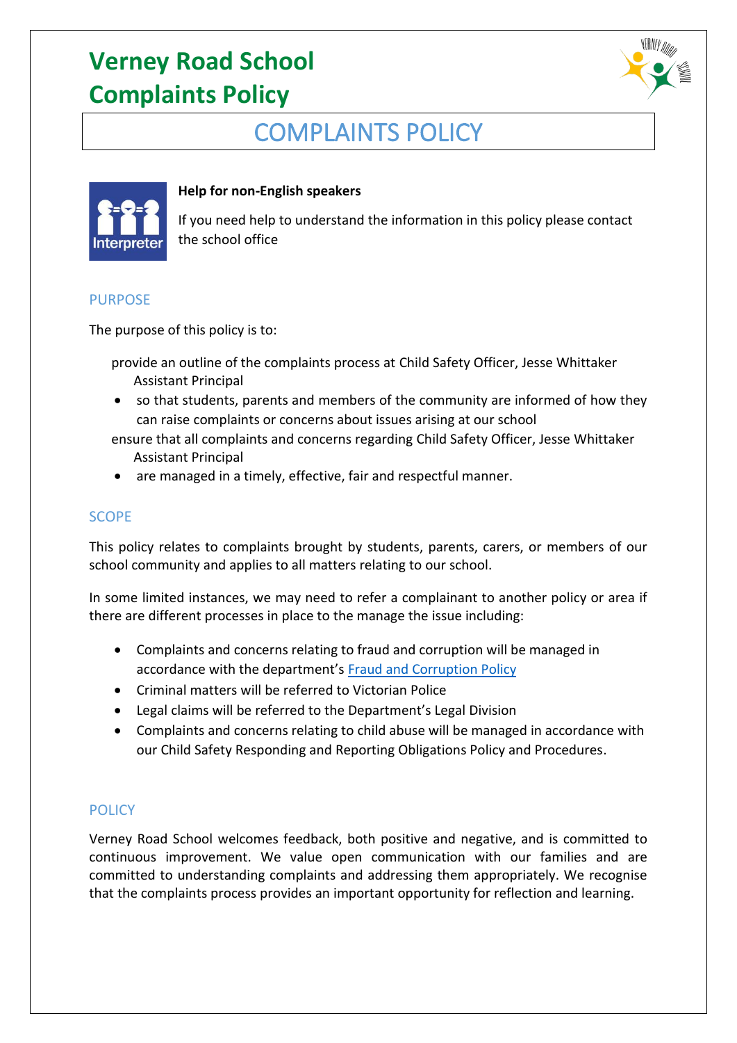# Verney Road School
# Complaints Policy

## COMPLAINTS POLICY

**Help for non-English speakers**

If you need help to understand the information in this policy please contact the school office

### PURPOSE

The purpose of this policy is to:

provide an outline of the complaints process at Child Safety Officer, Jesse Whittaker Assistant Principal

- so that students, parents and members of the community are informed of how they can raise complaints or concerns about issues arising at our school

ensure that all complaints and concerns regarding Child Safety Officer, Jesse Whittaker Assistant Principal

- are managed in a timely, effective, fair and respectful manner.

### SCOPE

This policy relates to complaints brought by students, parents, carers, or members of our school community and applies to all matters relating to our school.

In some limited instances, we may need to refer a complainant to another policy or area if there are different processes in place to the manage the issue including:

- Complaints and concerns relating to fraud and corruption will be managed in accordance with the department's Fraud and Corruption Policy
- Criminal matters will be referred to Victorian Police
- Legal claims will be referred to the Department's Legal Division
- Complaints and concerns relating to child abuse will be managed in accordance with our Child Safety Responding and Reporting Obligations Policy and Procedures.

### POLICY

Verney Road School welcomes feedback, both positive and negative, and is committed to continuous improvement. We value open communication with our families and are committed to understanding complaints and addressing them appropriately. We recognise that the complaints process provides an important opportunity for reflection and learning.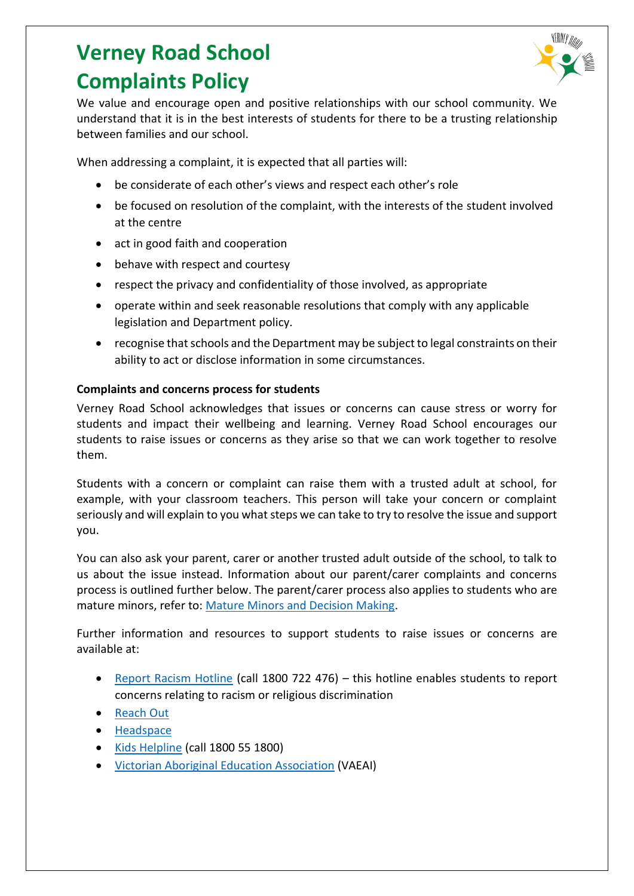# Verney Road School Complaints Policy

We value and encourage open and positive relationships with our school community. We understand that it is in the best interests of students for there to be a trusting relationship between families and our school.

When addressing a complaint, it is expected that all parties will:

- be considerate of each other's views and respect each other's role
- be focused on resolution of the complaint, with the interests of the student involved at the centre
- act in good faith and cooperation
- behave with respect and courtesy
- respect the privacy and confidentiality of those involved, as appropriate
- operate within and seek reasonable resolutions that comply with any applicable legislation and Department policy.
- recognise that schools and the Department may be subject to legal constraints on their ability to act or disclose information in some circumstances.

**Complaints and concerns process for students**

Verney Road School acknowledges that issues or concerns can cause stress or worry for students and impact their wellbeing and learning. Verney Road School encourages our students to raise issues or concerns as they arise so that we can work together to resolve them.

Students with a concern or complaint can raise them with a trusted adult at school, for example, with your classroom teachers. This person will take your concern or complaint seriously and will explain to you what steps we can take to try to resolve the issue and support you.

You can also ask your parent, carer or another trusted adult outside of the school, to talk to us about the issue instead. Information about our parent/carer complaints and concerns process is outlined further below. The parent/carer process also applies to students who are mature minors, refer to: Mature Minors and Decision Making.

Further information and resources to support students to raise issues or concerns are available at:

- Report Racism Hotline (call 1800 722 476) – this hotline enables students to report concerns relating to racism or religious discrimination
- Reach Out
- Headspace
- Kids Helpline (call 1800 55 1800)
- Victorian Aboriginal Education Association (VAEAI)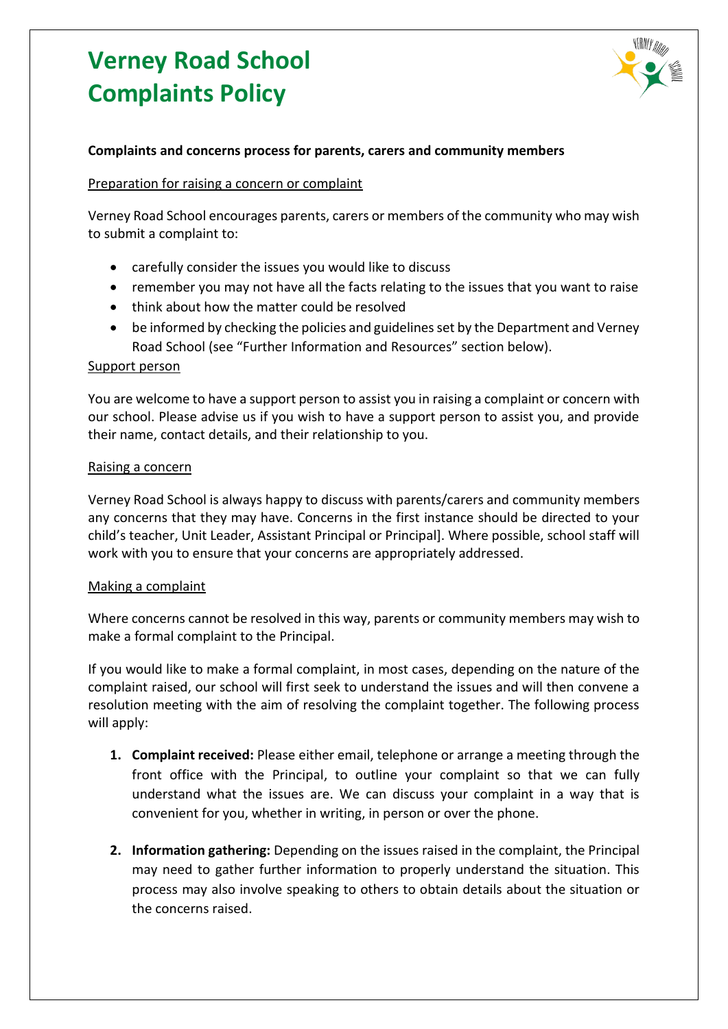# Verney Road School Complaints Policy

**Complaints and concerns process for parents, carers and community members**

<u>Preparation for raising a concern or complaint</u>

Verney Road School encourages parents, carers or members of the community who may wish to submit a complaint to:

- carefully consider the issues you would like to discuss
- remember you may not have all the facts relating to the issues that you want to raise
- think about how the matter could be resolved
- be informed by checking the policies and guidelines set by the Department and Verney Road School (see "Further Information and Resources" section below).

<u>Support person</u>

You are welcome to have a support person to assist you in raising a complaint or concern with our school. Please advise us if you wish to have a support person to assist you, and provide their name, contact details, and their relationship to you.

<u>Raising a concern</u>

Verney Road School is always happy to discuss with parents/carers and community members any concerns that they may have. Concerns in the first instance should be directed to your child's teacher, Unit Leader, Assistant Principal or Principal]. Where possible, school staff will work with you to ensure that your concerns are appropriately addressed.

<u>Making a complaint</u>

Where concerns cannot be resolved in this way, parents or community members may wish to make a formal complaint to the Principal.

If you would like to make a formal complaint, in most cases, depending on the nature of the complaint raised, our school will first seek to understand the issues and will then convene a resolution meeting with the aim of resolving the complaint together. The following process will apply:

1. **Complaint received:** Please either email, telephone or arrange a meeting through the front office with the Principal, to outline your complaint so that we can fully understand what the issues are. We can discuss your complaint in a way that is convenient for you, whether in writing, in person or over the phone.

2. **Information gathering:** Depending on the issues raised in the complaint, the Principal may need to gather further information to properly understand the situation. This process may also involve speaking to others to obtain details about the situation or the concerns raised.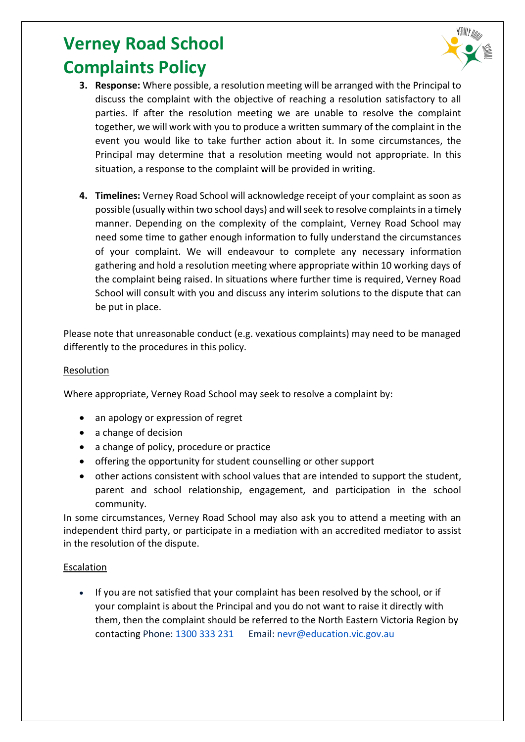# Verney Road School Complaints Policy

3. **Response:** Where possible, a resolution meeting will be arranged with the Principal to discuss the complaint with the objective of reaching a resolution satisfactory to all parties. If after the resolution meeting we are unable to resolve the complaint together, we will work with you to produce a written summary of the complaint in the event you would like to take further action about it. In some circumstances, the Principal may determine that a resolution meeting would not appropriate. In this situation, a response to the complaint will be provided in writing.

4. **Timelines:** Verney Road School will acknowledge receipt of your complaint as soon as possible (usually within two school days) and will seek to resolve complaints in a timely manner. Depending on the complexity of the complaint, Verney Road School may need some time to gather enough information to fully understand the circumstances of your complaint. We will endeavour to complete any necessary information gathering and hold a resolution meeting where appropriate within 10 working days of the complaint being raised. In situations where further time is required, Verney Road School will consult with you and discuss any interim solutions to the dispute that can be put in place.

Please note that unreasonable conduct (e.g. vexatious complaints) may need to be managed differently to the procedures in this policy.

<u>Resolution</u>

Where appropriate, Verney Road School may seek to resolve a complaint by:

- an apology or expression of regret
- a change of decision
- a change of policy, procedure or practice
- offering the opportunity for student counselling or other support
- other actions consistent with school values that are intended to support the student, parent and school relationship, engagement, and participation in the school community.

In some circumstances, Verney Road School may also ask you to attend a meeting with an independent third party, or participate in a mediation with an accredited mediator to assist in the resolution of the dispute.

<u>Escalation</u>

- If you are not satisfied that your complaint has been resolved by the school, or if your complaint is about the Principal and you do not want to raise it directly with them, then the complaint should be referred to the North Eastern Victoria Region by contacting Phone: 1300 333 231 Email: nevr@education.vic.gov.au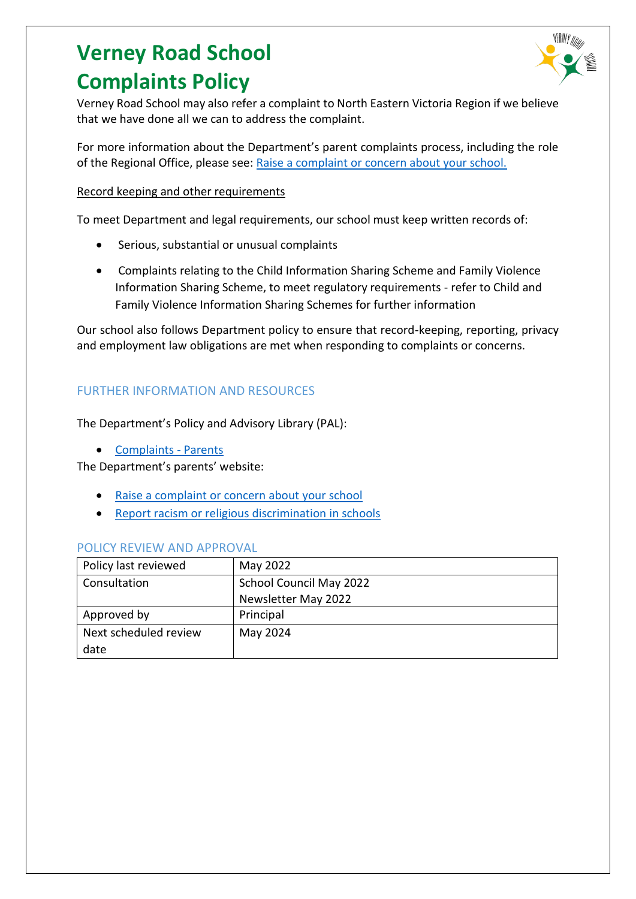# Verney Road School Complaints Policy

Verney Road School may also refer a complaint to North Eastern Victoria Region if we believe that we have done all we can to address the complaint.

For more information about the Department's parent complaints process, including the role of the Regional Office, please see: [Raise a complaint or concern about your school.]()

Record keeping and other requirements

To meet Department and legal requirements, our school must keep written records of:

- Serious, substantial or unusual complaints
- Complaints relating to the Child Information Sharing Scheme and Family Violence Information Sharing Scheme, to meet regulatory requirements - refer to Child and Family Violence Information Sharing Schemes for further information

Our school also follows Department policy to ensure that record-keeping, reporting, privacy and employment law obligations are met when responding to complaints or concerns.

## FURTHER INFORMATION AND RESOURCES

The Department's Policy and Advisory Library (PAL):

- [Complaints - Parents]()

The Department's parents' website:

- [Raise a complaint or concern about your school]()
- [Report racism or religious discrimination in schools]()

## POLICY REVIEW AND APPROVAL

| | |
|---|---|
| Policy last reviewed | May 2022 |
| Consultation | School Council May 2022<br>Newsletter May 2022 |
| Approved by | Principal |
| Next scheduled review date | May 2024 |